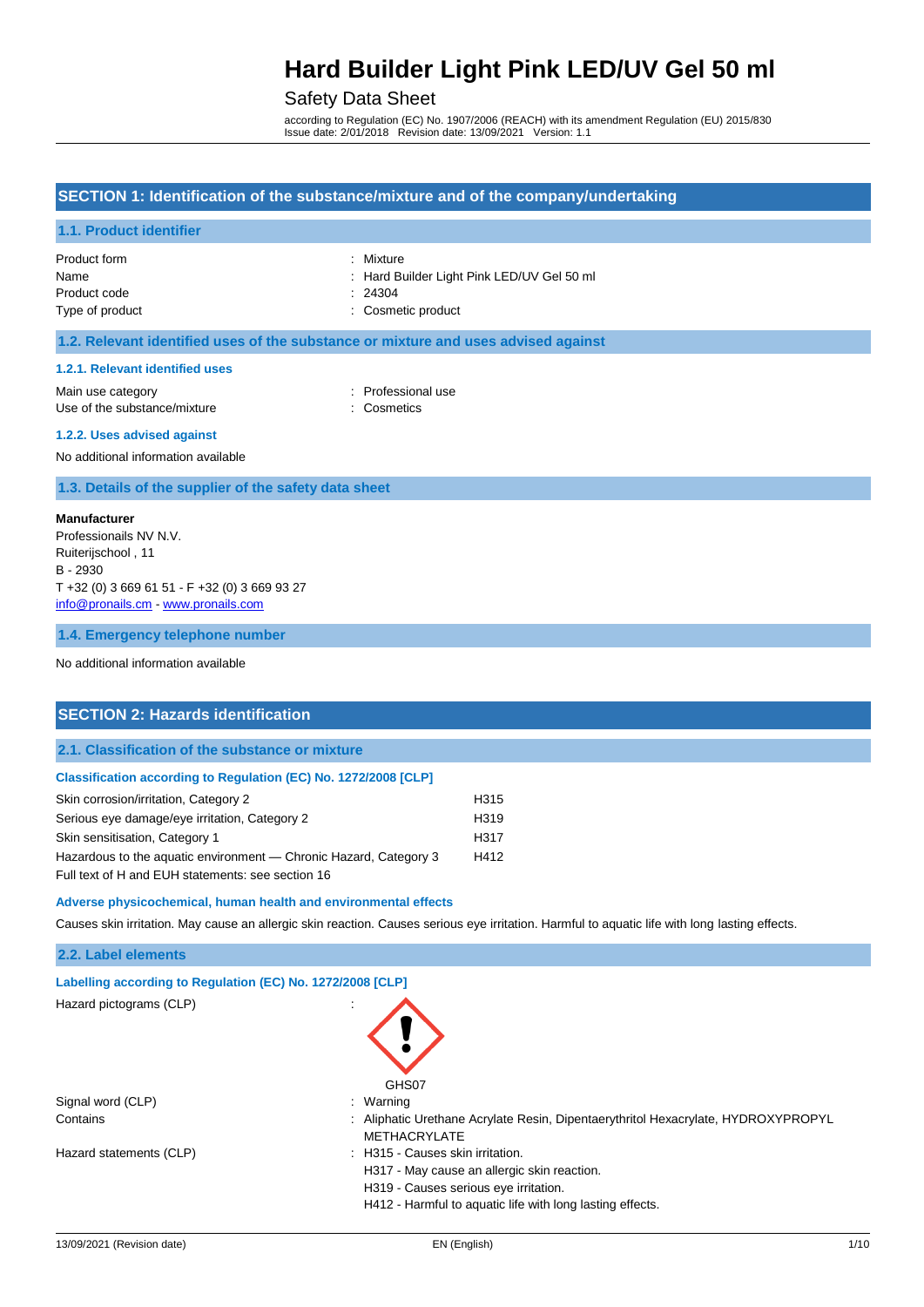# Hard Builder Light Pink LED/UV Gel 50 ml

Safety Data Sheet

according to Regulation (EC) No. 1907/2006 (REACH) with its amendment Regulation (EU) 2015/830
Issue date: 2/01/2018 Revision date: 13/09/2021 Version: 1.1

## SECTION 1: Identification of the substance/mixture and of the company/undertaking

### 1.1. Product identifier

| | |
|---|---|
| Product form | : Mixture |
| Name | : Hard Builder Light Pink LED/UV Gel 50 ml |
| Product code | : 24304 |
| Type of product | : Cosmetic product |

### 1.2. Relevant identified uses of the substance or mixture and uses advised against

#### 1.2.1. Relevant identified uses

| | |
|---|---|
| Main use category | : Professional use |
| Use of the substance/mixture | : Cosmetics |

#### 1.2.2. Uses advised against

No additional information available

### 1.3. Details of the supplier of the safety data sheet

**Manufacturer**
Professionails NV N.V.
Ruiterijschool , 11
B - 2930
T +32 (0) 3 669 61 51 - F +32 (0) 3 669 93 27
info@pronails.cm - www.pronails.com

### 1.4. Emergency telephone number

No additional information available

## SECTION 2: Hazards identification

### 2.1. Classification of the substance or mixture

#### Classification according to Regulation (EC) No. 1272/2008 [CLP]

| | |
|---|---|
| Skin corrosion/irritation, Category 2 | H315 |
| Serious eye damage/eye irritation, Category 2 | H319 |
| Skin sensitisation, Category 1 | H317 |
| Hazardous to the aquatic environment — Chronic Hazard, Category 3 | H412 |

Full text of H and EUH statements: see section 16

#### Adverse physicochemical, human health and environmental effects

Causes skin irritation. May cause an allergic skin reaction. Causes serious eye irritation. Harmful to aquatic life with long lasting effects.

### 2.2. Label elements

#### Labelling according to Regulation (EC) No. 1272/2008 [CLP]

Hazard pictograms (CLP) :

GHS07

| | |
|---|---|
| Signal word (CLP) | : Warning |
| Contains | : Aliphatic Urethane Acrylate Resin, Dipentaerythritol Hexacrylate, HYDROXYPROPYL METHACRYLATE |
| Hazard statements (CLP) | : H315 - Causes skin irritation.<br>H317 - May cause an allergic skin reaction.<br>H319 - Causes serious eye irritation.<br>H412 - Harmful to aquatic life with long lasting effects. |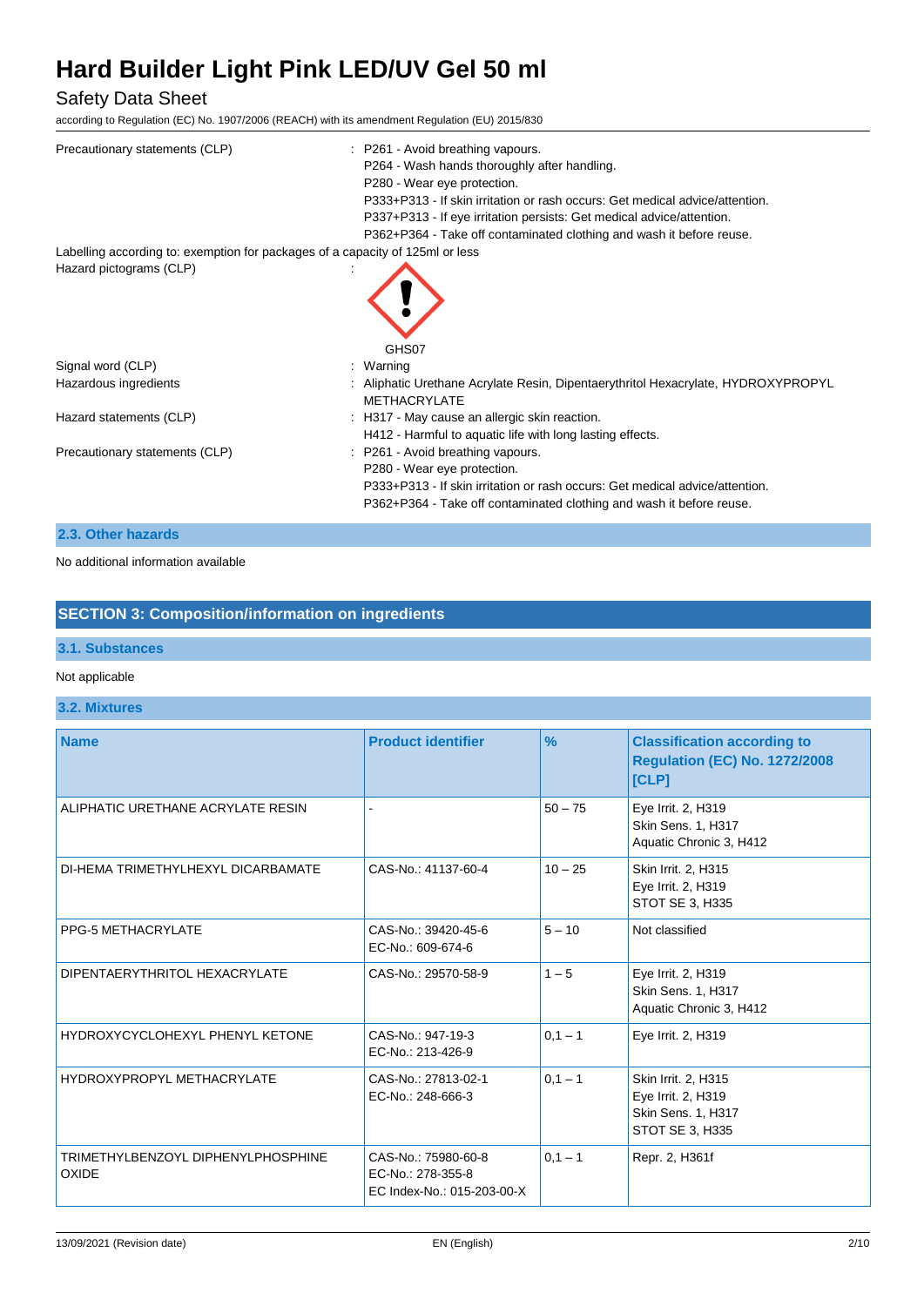Precautionary statements (CLP) : P261 - Avoid breathing vapours.
P264 - Wash hands thoroughly after handling.
P280 - Wear eye protection.
P333+P313 - If skin irritation or rash occurs: Get medical advice/attention.
P337+P313 - If eye irritation persists: Get medical advice/attention.
P362+P364 - Take off contaminated clothing and wash it before reuse.

Labelling according to: exemption for packages of a capacity of 125ml or less

Hazard pictograms (CLP) :

GHS07

Signal word (CLP) : Warning

Hazardous ingredients : Aliphatic Urethane Acrylate Resin, Dipentaerythritol Hexacrylate, HYDROXYPROPYL METHACRYLATE

Hazard statements (CLP) : H317 - May cause an allergic skin reaction.
H412 - Harmful to aquatic life with long lasting effects.

Precautionary statements (CLP) : P261 - Avoid breathing vapours.
P280 - Wear eye protection.
P333+P313 - If skin irritation or rash occurs: Get medical advice/attention.
P362+P364 - Take off contaminated clothing and wash it before reuse.

### 2.3. Other hazards

No additional information available

## SECTION 3: Composition/information on ingredients

### 3.1. Substances

Not applicable

### 3.2. Mixtures

| Name | Product identifier | % | Classification according to Regulation (EC) No. 1272/2008 [CLP] |
|---|---|---|---|
| ALIPHATIC URETHANE ACRYLATE RESIN | - | 50 – 75 | Eye Irrit. 2, H319<br>Skin Sens. 1, H317<br>Aquatic Chronic 3, H412 |
| DI-HEMA TRIMETHYLHEXYL DICARBAMATE | CAS-No.: 41137-60-4 | 10 – 25 | Skin Irrit. 2, H315<br>Eye Irrit. 2, H319<br>STOT SE 3, H335 |
| PPG-5 METHACRYLATE | CAS-No.: 39420-45-6<br>EC-No.: 609-674-6 | 5 – 10 | Not classified |
| DIPENTAERYTHRITOL HEXACRYLATE | CAS-No.: 29570-58-9 | 1 – 5 | Eye Irrit. 2, H319<br>Skin Sens. 1, H317<br>Aquatic Chronic 3, H412 |
| HYDROXYCYCLOHEXYL PHENYL KETONE | CAS-No.: 947-19-3<br>EC-No.: 213-426-9 | 0,1 – 1 | Eye Irrit. 2, H319 |
| HYDROXYPROPYL METHACRYLATE | CAS-No.: 27813-02-1<br>EC-No.: 248-666-3 | 0,1 – 1 | Skin Irrit. 2, H315<br>Eye Irrit. 2, H319<br>Skin Sens. 1, H317<br>STOT SE 3, H335 |
| TRIMETHYLBENZOYL DIPHENYLPHOSPHINE OXIDE | CAS-No.: 75980-60-8<br>EC-No.: 278-355-8<br>EC Index-No.: 015-203-00-X | 0,1 – 1 | Repr. 2, H361f |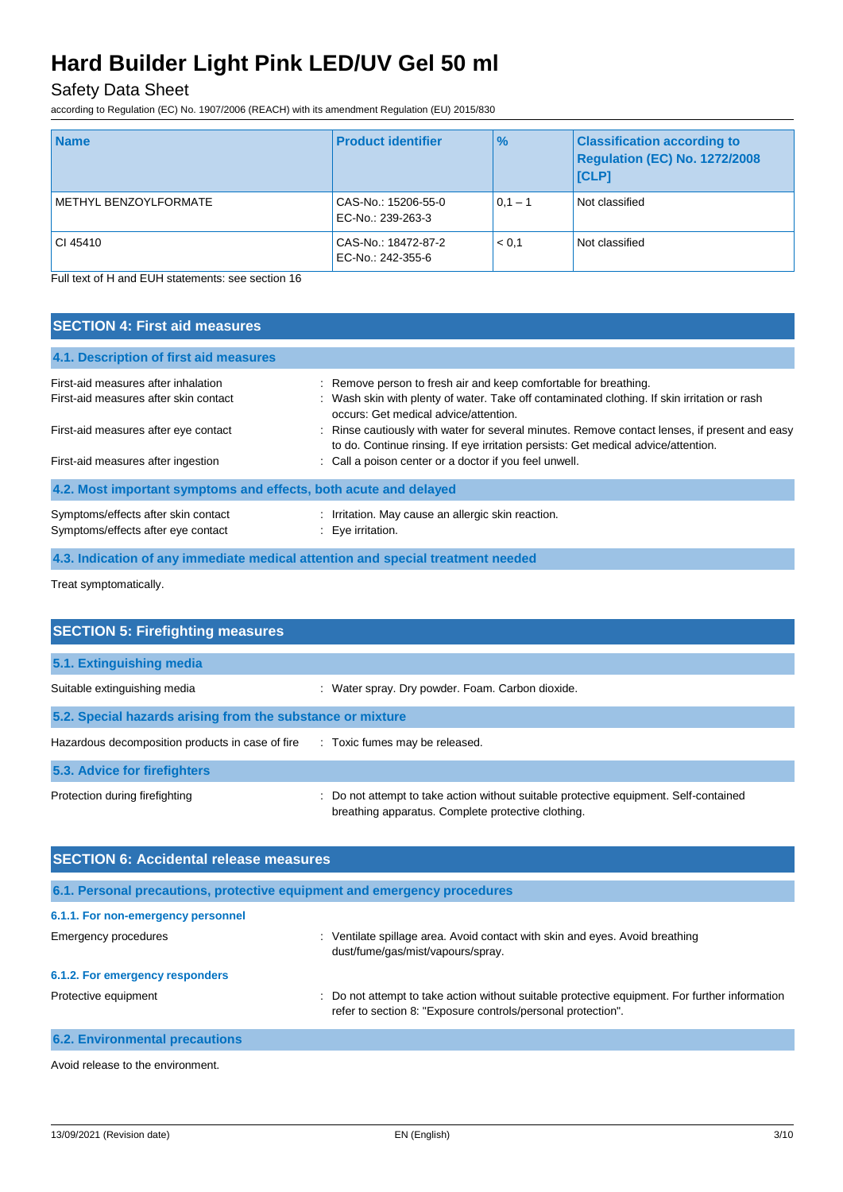| Name | Product identifier | % | Classification according to Regulation (EC) No. 1272/2008 [CLP] |
|---|---|---|---|
| METHYL BENZOYLFORMATE | CAS-No.: 15206-55-0<br>EC-No.: 239-263-3 | 0,1 – 1 | Not classified |
| CI 45410 | CAS-No.: 18472-87-2<br>EC-No.: 242-355-6 | < 0,1 | Not classified |

Full text of H and EUH statements: see section 16

## SECTION 4: First aid measures

### 4.1. Description of first aid measures

First-aid measures after inhalation : Remove person to fresh air and keep comfortable for breathing.

First-aid measures after skin contact : Wash skin with plenty of water. Take off contaminated clothing. If skin irritation or rash occurs: Get medical advice/attention.

First-aid measures after eye contact : Rinse cautiously with water for several minutes. Remove contact lenses, if present and easy to do. Continue rinsing. If eye irritation persists: Get medical advice/attention.

First-aid measures after ingestion : Call a poison center or a doctor if you feel unwell.

### 4.2. Most important symptoms and effects, both acute and delayed

Symptoms/effects after skin contact : Irritation. May cause an allergic skin reaction.

Symptoms/effects after eye contact : Eye irritation.

### 4.3. Indication of any immediate medical attention and special treatment needed

Treat symptomatically.

## SECTION 5: Firefighting measures

### 5.1. Extinguishing media

Suitable extinguishing media : Water spray. Dry powder. Foam. Carbon dioxide.

### 5.2. Special hazards arising from the substance or mixture

Hazardous decomposition products in case of fire : Toxic fumes may be released.

### 5.3. Advice for firefighters

Protection during firefighting : Do not attempt to take action without suitable protective equipment. Self-contained breathing apparatus. Complete protective clothing.

## SECTION 6: Accidental release measures

### 6.1. Personal precautions, protective equipment and emergency procedures

#### 6.1.1. For non-emergency personnel

Emergency procedures : Ventilate spillage area. Avoid contact with skin and eyes. Avoid breathing dust/fume/gas/mist/vapours/spray.

#### 6.1.2. For emergency responders

Protective equipment : Do not attempt to take action without suitable protective equipment. For further information refer to section 8: "Exposure controls/personal protection".

### 6.2. Environmental precautions

Avoid release to the environment.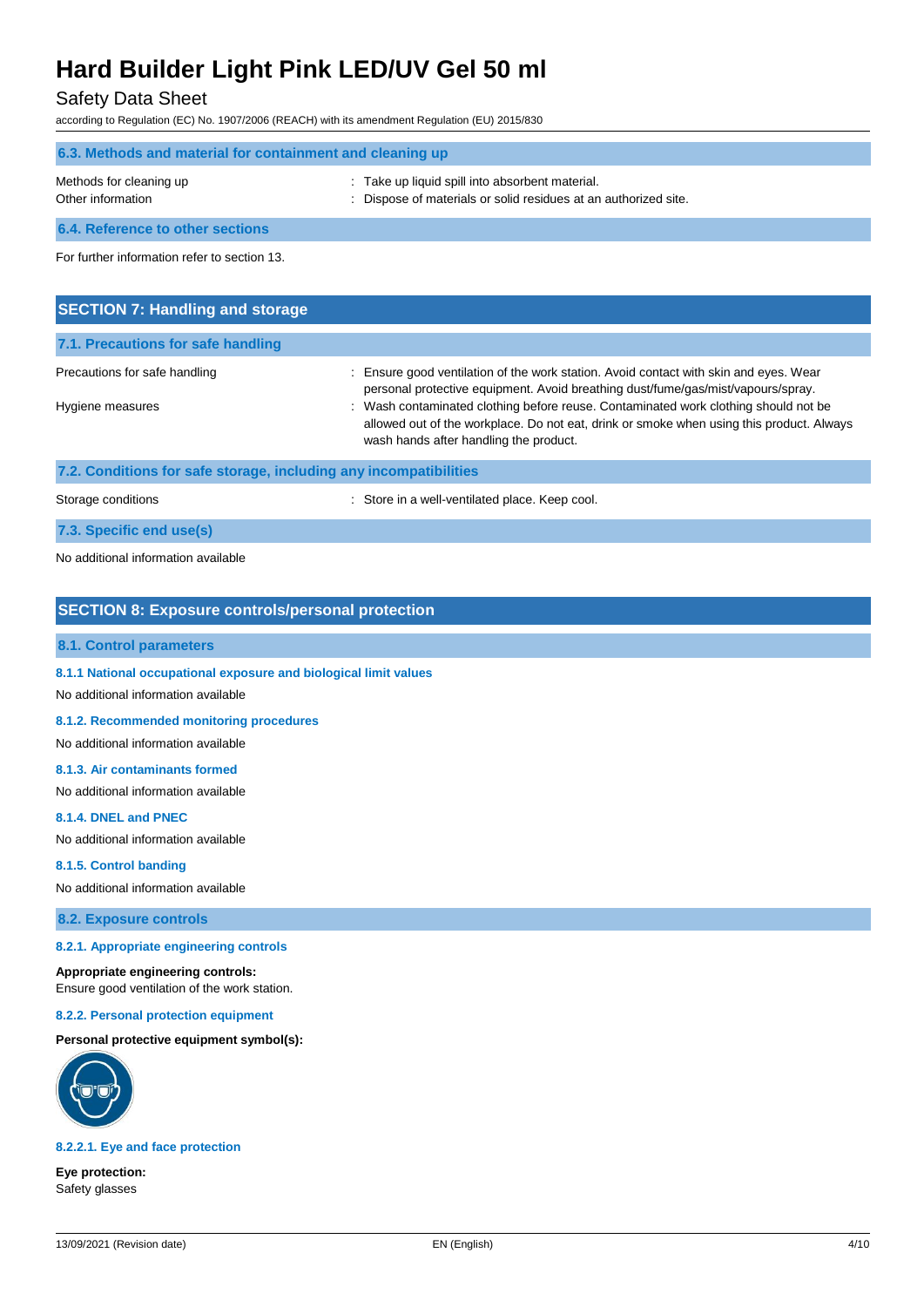### 6.3. Methods and material for containment and cleaning up

| | |
|---|---|
| Methods for cleaning up | : Take up liquid spill into absorbent material. |
| Other information | : Dispose of materials or solid residues at an authorized site. |

### 6.4. Reference to other sections

For further information refer to section 13.

## SECTION 7: Handling and storage

### 7.1. Precautions for safe handling

| | |
|---|---|
| Precautions for safe handling | : Ensure good ventilation of the work station. Avoid contact with skin and eyes. Wear personal protective equipment. Avoid breathing dust/fume/gas/mist/vapours/spray. |
| Hygiene measures | : Wash contaminated clothing before reuse. Contaminated work clothing should not be allowed out of the workplace. Do not eat, drink or smoke when using this product. Always wash hands after handling the product. |

### 7.2. Conditions for safe storage, including any incompatibilities

| | |
|---|---|
| Storage conditions | : Store in a well-ventilated place. Keep cool. |

### 7.3. Specific end use(s)

No additional information available

## SECTION 8: Exposure controls/personal protection

### 8.1. Control parameters

#### 8.1.1 National occupational exposure and biological limit values

No additional information available

#### 8.1.2. Recommended monitoring procedures

No additional information available

#### 8.1.3. Air contaminants formed

No additional information available

#### 8.1.4. DNEL and PNEC

No additional information available

#### 8.1.5. Control banding

No additional information available

### 8.2. Exposure controls

#### 8.2.1. Appropriate engineering controls

**Appropriate engineering controls:**
Ensure good ventilation of the work station.

#### 8.2.2. Personal protection equipment

**Personal protective equipment symbol(s):**

#### 8.2.2.1. Eye and face protection

**Eye protection:**
Safety glasses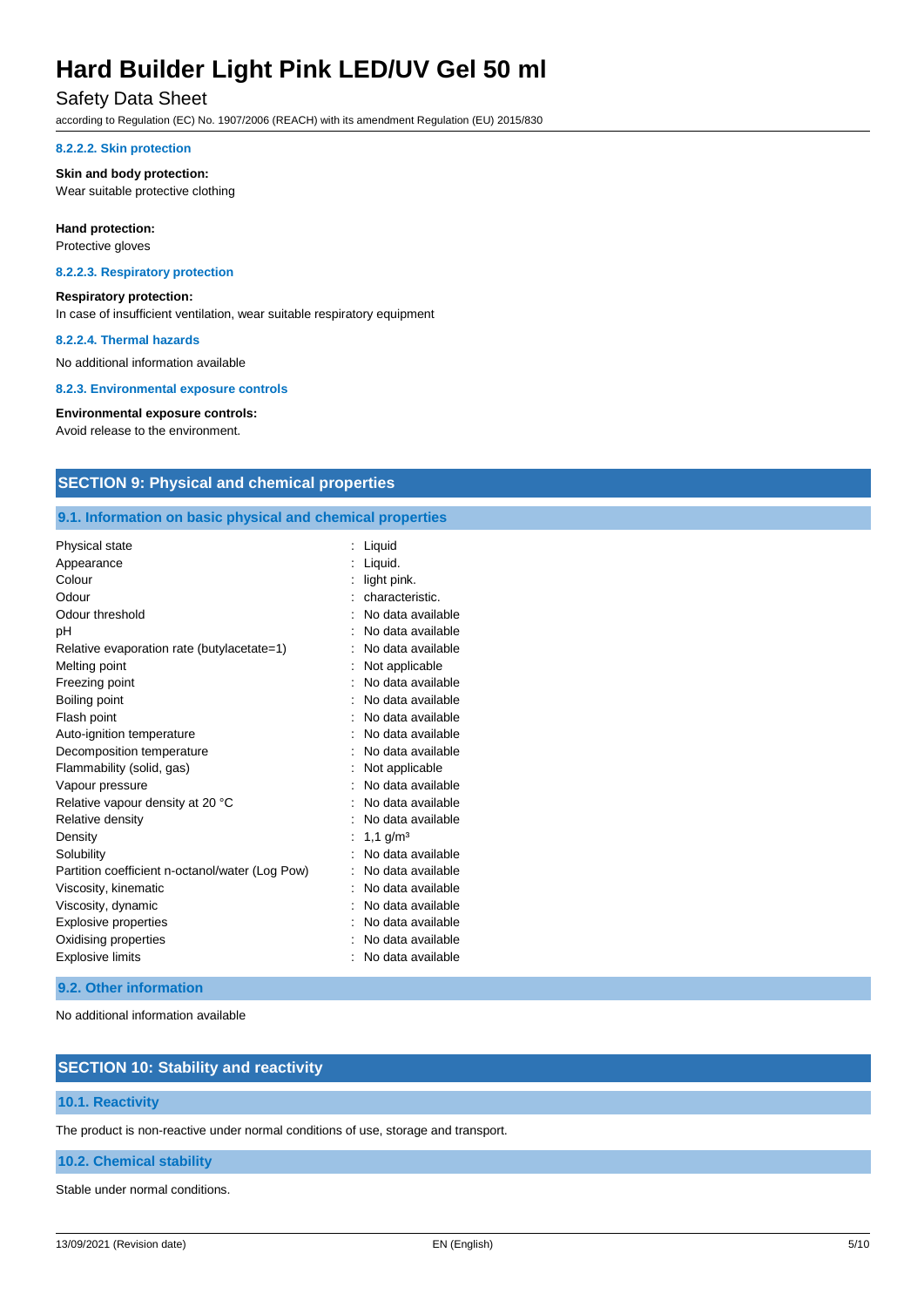#### 8.2.2.2. Skin protection

**Skin and body protection:**
Wear suitable protective clothing

**Hand protection:**
Protective gloves

#### 8.2.2.3. Respiratory protection

**Respiratory protection:**
In case of insufficient ventilation, wear suitable respiratory equipment

#### 8.2.2.4. Thermal hazards

No additional information available

#### 8.2.3. Environmental exposure controls

**Environmental exposure controls:**
Avoid release to the environment.

## SECTION 9: Physical and chemical properties

### 9.1. Information on basic physical and chemical properties

| Property | Value |
|---|---|
| Physical state | Liquid |
| Appearance | Liquid. |
| Colour | light pink. |
| Odour | characteristic. |
| Odour threshold | No data available |
| pH | No data available |
| Relative evaporation rate (butylacetate=1) | No data available |
| Melting point | Not applicable |
| Freezing point | No data available |
| Boiling point | No data available |
| Flash point | No data available |
| Auto-ignition temperature | No data available |
| Decomposition temperature | No data available |
| Flammability (solid, gas) | Not applicable |
| Vapour pressure | No data available |
| Relative vapour density at 20 °C | No data available |
| Relative density | No data available |
| Density | 1,1 g/m³ |
| Solubility | No data available |
| Partition coefficient n-octanol/water (Log Pow) | No data available |
| Viscosity, kinematic | No data available |
| Viscosity, dynamic | No data available |
| Explosive properties | No data available |
| Oxidising properties | No data available |
| Explosive limits | No data available |

### 9.2. Other information

No additional information available

## SECTION 10: Stability and reactivity

### 10.1. Reactivity

The product is non-reactive under normal conditions of use, storage and transport.

### 10.2. Chemical stability

Stable under normal conditions.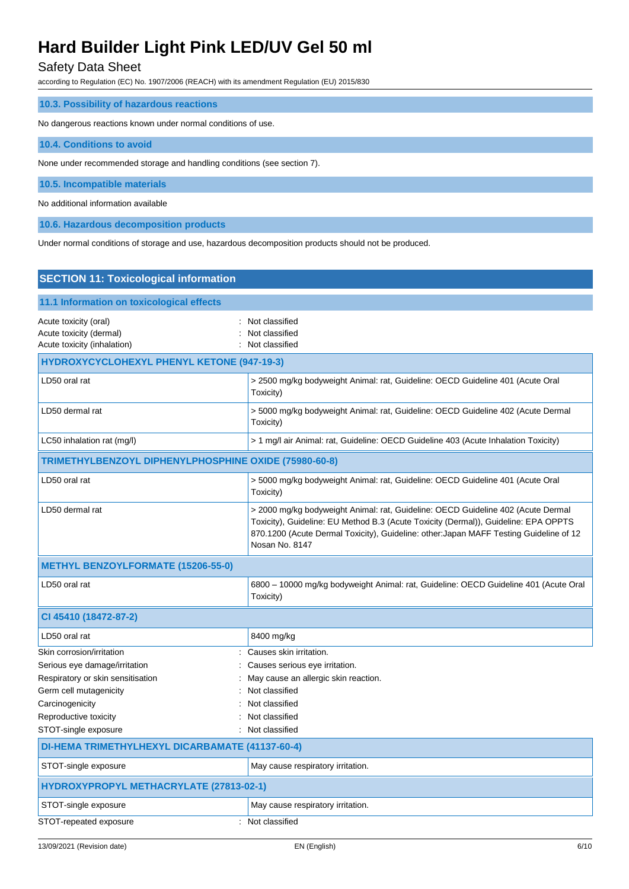### 10.3. Possibility of hazardous reactions

No dangerous reactions known under normal conditions of use.

### 10.4. Conditions to avoid

None under recommended storage and handling conditions (see section 7).

### 10.5. Incompatible materials

No additional information available

### 10.6. Hazardous decomposition products

Under normal conditions of storage and use, hazardous decomposition products should not be produced.

## SECTION 11: Toxicological information

### 11.1 Information on toxicological effects

Acute toxicity (oral) : Not classified
Acute toxicity (dermal) : Not classified
Acute toxicity (inhalation) : Not classified

| HYDROXYCYCLOHEXYL PHENYL KETONE (947-19-3) | |
|---|---|
| LD50 oral rat | > 2500 mg/kg bodyweight Animal: rat, Guideline: OECD Guideline 401 (Acute Oral Toxicity) |
| LD50 dermal rat | > 5000 mg/kg bodyweight Animal: rat, Guideline: OECD Guideline 402 (Acute Dermal Toxicity) |
| LC50 inhalation rat (mg/l) | > 1 mg/l air Animal: rat, Guideline: OECD Guideline 403 (Acute Inhalation Toxicity) |

| TRIMETHYLBENZOYL DIPHENYLPHOSPHINE OXIDE (75980-60-8) | |
|---|---|
| LD50 oral rat | > 5000 mg/kg bodyweight Animal: rat, Guideline: OECD Guideline 401 (Acute Oral Toxicity) |
| LD50 dermal rat | > 2000 mg/kg bodyweight Animal: rat, Guideline: OECD Guideline 402 (Acute Dermal Toxicity), Guideline: EU Method B.3 (Acute Toxicity (Dermal)), Guideline: EPA OPPTS 870.1200 (Acute Dermal Toxicity), Guideline: other:Japan MAFF Testing Guideline of 12 Nosan No. 8147 |

| METHYL BENZOYLFORMATE (15206-55-0) | |
|---|---|
| LD50 oral rat | 6800 – 10000 mg/kg bodyweight Animal: rat, Guideline: OECD Guideline 401 (Acute Oral Toxicity) |

| CI 45410 (18472-87-2) | |
|---|---|
| LD50 oral rat | 8400 mg/kg |

Skin corrosion/irritation : Causes skin irritation.
Serious eye damage/irritation : Causes serious eye irritation.
Respiratory or skin sensitisation : May cause an allergic skin reaction.
Germ cell mutagenicity : Not classified
Carcinogenicity : Not classified
Reproductive toxicity : Not classified
STOT-single exposure : Not classified

| DI-HEMA TRIMETHYLHEXYL DICARBAMATE (41137-60-4) | |
|---|---|
| STOT-single exposure | May cause respiratory irritation. |

| HYDROXYPROPYL METHACRYLATE (27813-02-1) | |
|---|---|
| STOT-single exposure | May cause respiratory irritation. |

STOT-repeated exposure : Not classified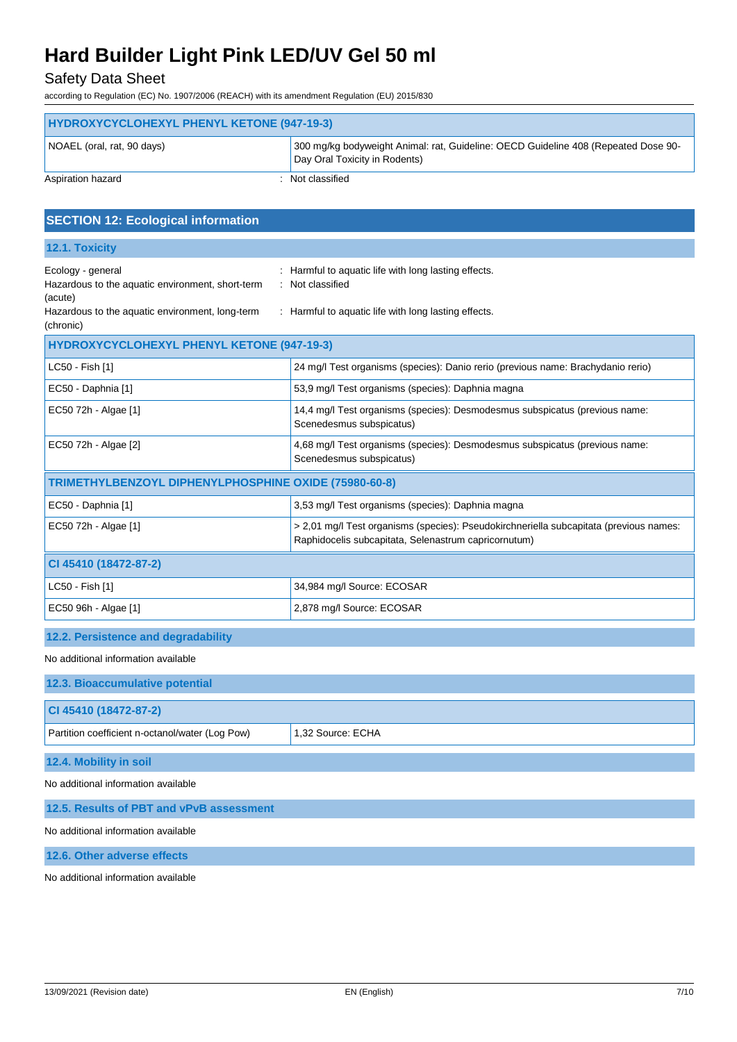| HYDROXYCYCLOHEXYL PHENYL KETONE (947-19-3) | |
|---|---|
| NOAEL (oral, rat, 90 days) | 300 mg/kg bodyweight Animal: rat, Guideline: OECD Guideline 408 (Repeated Dose 90-Day Oral Toxicity in Rodents) |

Aspiration hazard : Not classified

## SECTION 12: Ecological information

### 12.1. Toxicity

Ecology - general : Harmful to aquatic life with long lasting effects.

Hazardous to the aquatic environment, short-term (acute) : Not classified

Hazardous to the aquatic environment, long-term (chronic) : Harmful to aquatic life with long lasting effects.

| HYDROXYCYCLOHEXYL PHENYL KETONE (947-19-3) | |
|---|---|
| LC50 - Fish [1] | 24 mg/l Test organisms (species): Danio rerio (previous name: Brachydanio rerio) |
| EC50 - Daphnia [1] | 53,9 mg/l Test organisms (species): Daphnia magna |
| EC50 72h - Algae [1] | 14,4 mg/l Test organisms (species): Desmodesmus subspicatus (previous name: Scenedesmus subspicatus) |
| EC50 72h - Algae [2] | 4,68 mg/l Test organisms (species): Desmodesmus subspicatus (previous name: Scenedesmus subspicatus) |
| **TRIMETHYLBENZOYL DIPHENYLPHOSPHINE OXIDE (75980-60-8)** | |
| EC50 - Daphnia [1] | 3,53 mg/l Test organisms (species): Daphnia magna |
| EC50 72h - Algae [1] | > 2,01 mg/l Test organisms (species): Pseudokirchneriella subcapitata (previous names: Raphidocelis subcapitata, Selenastrum capricornutum) |
| **CI 45410 (18472-87-2)** | |
| LC50 - Fish [1] | 34,984 mg/l Source: ECOSAR |
| EC50 96h - Algae [1] | 2,878 mg/l Source: ECOSAR |

### 12.2. Persistence and degradability

No additional information available

### 12.3. Bioaccumulative potential

| CI 45410 (18472-87-2) | |
|---|---|
| Partition coefficient n-octanol/water (Log Pow) | 1,32 Source: ECHA |

### 12.4. Mobility in soil

No additional information available

### 12.5. Results of PBT and vPvB assessment

No additional information available

### 12.6. Other adverse effects

No additional information available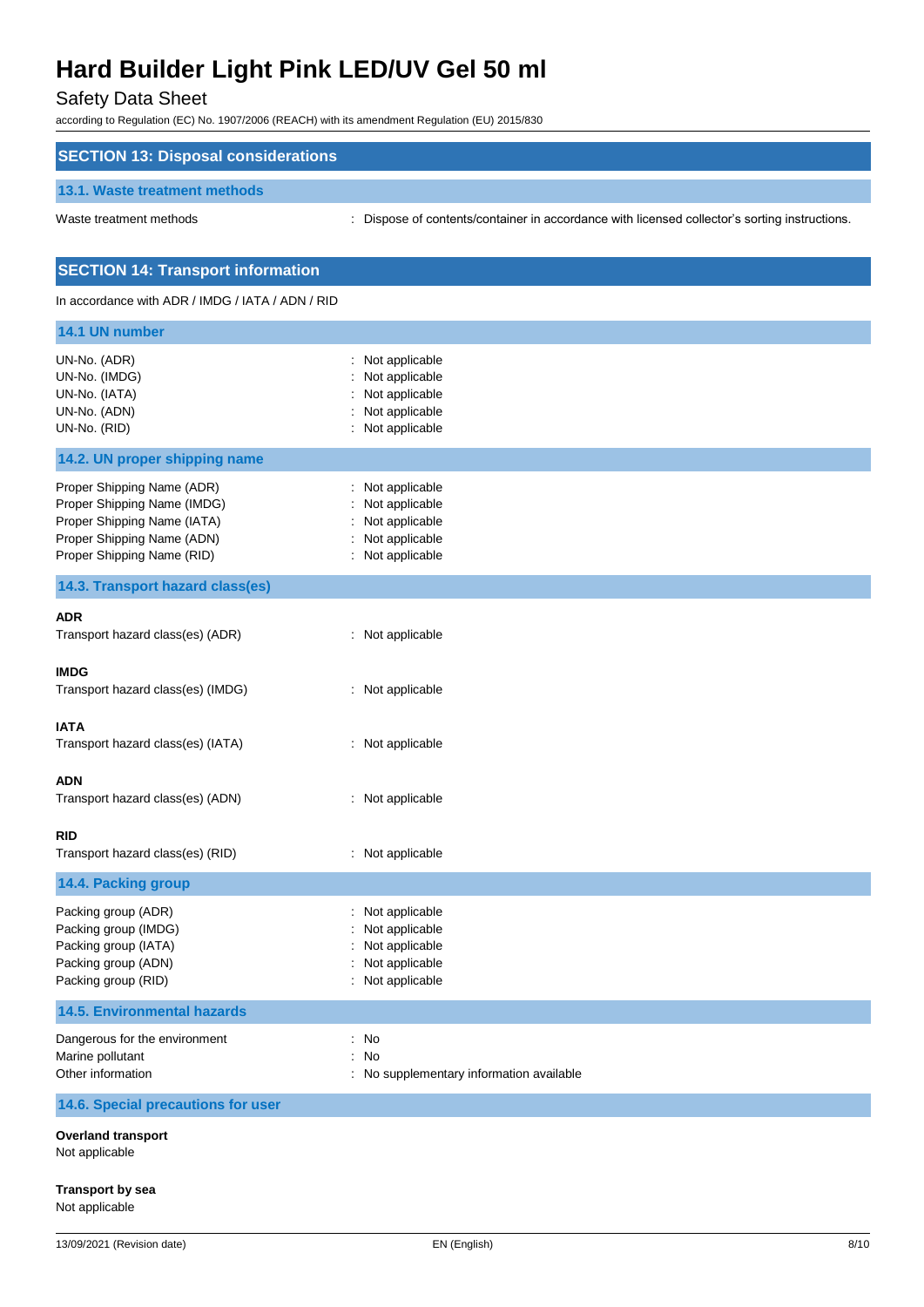## SECTION 13: Disposal considerations

### 13.1. Waste treatment methods

Waste treatment methods : Dispose of contents/container in accordance with licensed collector's sorting instructions.

## SECTION 14: Transport information

In accordance with ADR / IMDG / IATA / ADN / RID

### 14.1 UN number

| | |
|---|---|
| UN-No. (ADR) | : Not applicable |
| UN-No. (IMDG) | : Not applicable |
| UN-No. (IATA) | : Not applicable |
| UN-No. (ADN) | : Not applicable |
| UN-No. (RID) | : Not applicable |

### 14.2. UN proper shipping name

| | |
|---|---|
| Proper Shipping Name (ADR) | : Not applicable |
| Proper Shipping Name (IMDG) | : Not applicable |
| Proper Shipping Name (IATA) | : Not applicable |
| Proper Shipping Name (ADN) | : Not applicable |
| Proper Shipping Name (RID) | : Not applicable |

### 14.3. Transport hazard class(es)

**ADR**

Transport hazard class(es) (ADR) : Not applicable

**IMDG**

Transport hazard class(es) (IMDG) : Not applicable

**IATA**

Transport hazard class(es) (IATA) : Not applicable

**ADN**

Transport hazard class(es) (ADN) : Not applicable

**RID**

Transport hazard class(es) (RID) : Not applicable

### 14.4. Packing group

| | |
|---|---|
| Packing group (ADR) | : Not applicable |
| Packing group (IMDG) | : Not applicable |
| Packing group (IATA) | : Not applicable |
| Packing group (ADN) | : Not applicable |
| Packing group (RID) | : Not applicable |

### 14.5. Environmental hazards

| | |
|---|---|
| Dangerous for the environment | : No |
| Marine pollutant | : No |
| Other information | : No supplementary information available |

### 14.6. Special precautions for user

**Overland transport**

Not applicable

**Transport by sea**

Not applicable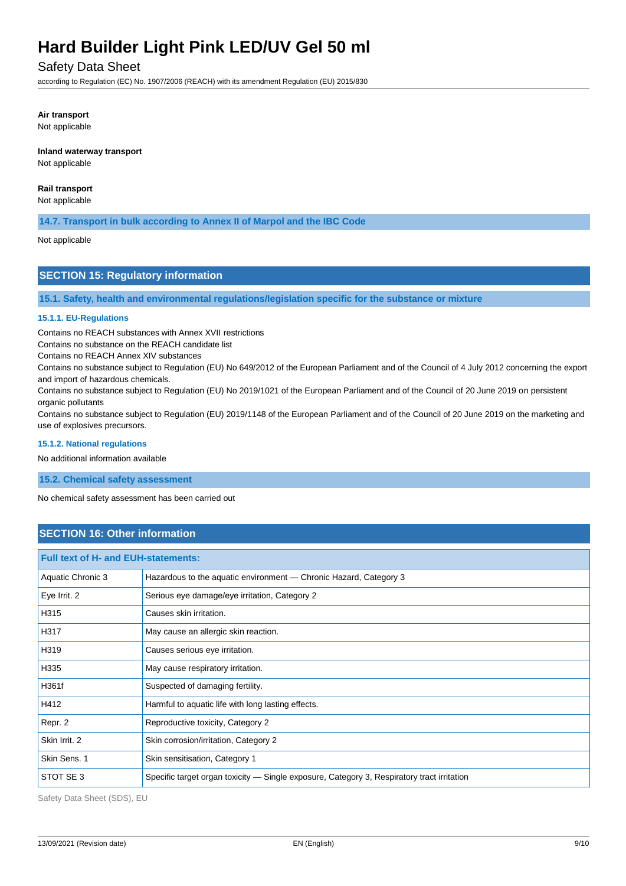**Air transport**

Not applicable

**Inland waterway transport**

Not applicable

**Rail transport**

Not applicable

### 14.7. Transport in bulk according to Annex II of Marpol and the IBC Code

Not applicable

## SECTION 15: Regulatory information

### 15.1. Safety, health and environmental regulations/legislation specific for the substance or mixture

#### 15.1.1. EU-Regulations

Contains no REACH substances with Annex XVII restrictions
Contains no substance on the REACH candidate list
Contains no REACH Annex XIV substances
Contains no substance subject to Regulation (EU) No 649/2012 of the European Parliament and of the Council of 4 July 2012 concerning the export and import of hazardous chemicals.
Contains no substance subject to Regulation (EU) No 2019/1021 of the European Parliament and of the Council of 20 June 2019 on persistent organic pollutants
Contains no substance subject to Regulation (EU) 2019/1148 of the European Parliament and of the Council of 20 June 2019 on the marketing and use of explosives precursors.

#### 15.1.2. National regulations

No additional information available

### 15.2. Chemical safety assessment

No chemical safety assessment has been carried out

## SECTION 16: Other information

| Full text of H- and EUH-statements: | |
|---|---|
| Aquatic Chronic 3 | Hazardous to the aquatic environment — Chronic Hazard, Category 3 |
| Eye Irrit. 2 | Serious eye damage/eye irritation, Category 2 |
| H315 | Causes skin irritation. |
| H317 | May cause an allergic skin reaction. |
| H319 | Causes serious eye irritation. |
| H335 | May cause respiratory irritation. |
| H361f | Suspected of damaging fertility. |
| H412 | Harmful to aquatic life with long lasting effects. |
| Repr. 2 | Reproductive toxicity, Category 2 |
| Skin Irrit. 2 | Skin corrosion/irritation, Category 2 |
| Skin Sens. 1 | Skin sensitisation, Category 1 |
| STOT SE 3 | Specific target organ toxicity — Single exposure, Category 3, Respiratory tract irritation |

Safety Data Sheet (SDS), EU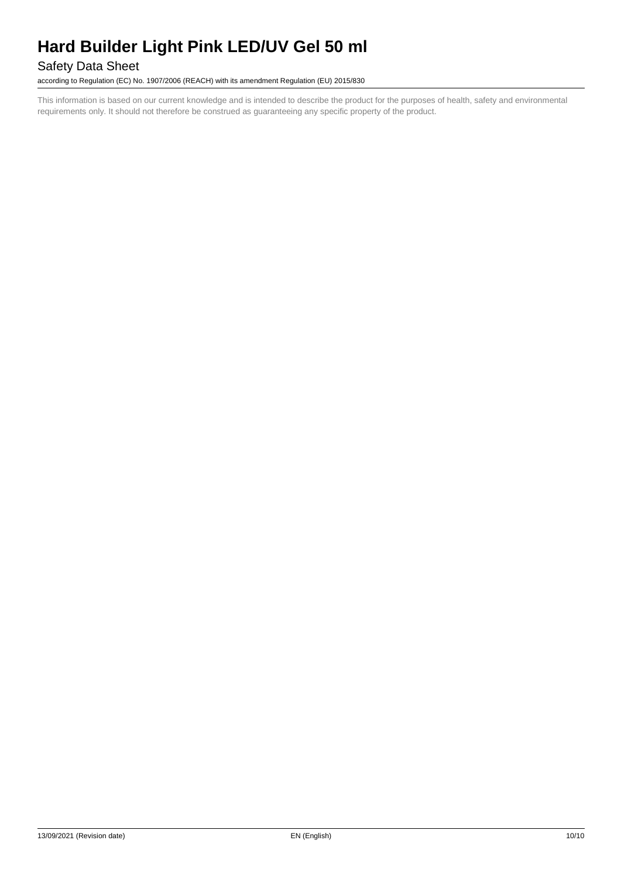This information is based on our current knowledge and is intended to describe the product for the purposes of health, safety and environmental requirements only. It should not therefore be construed as guaranteeing any specific property of the product.